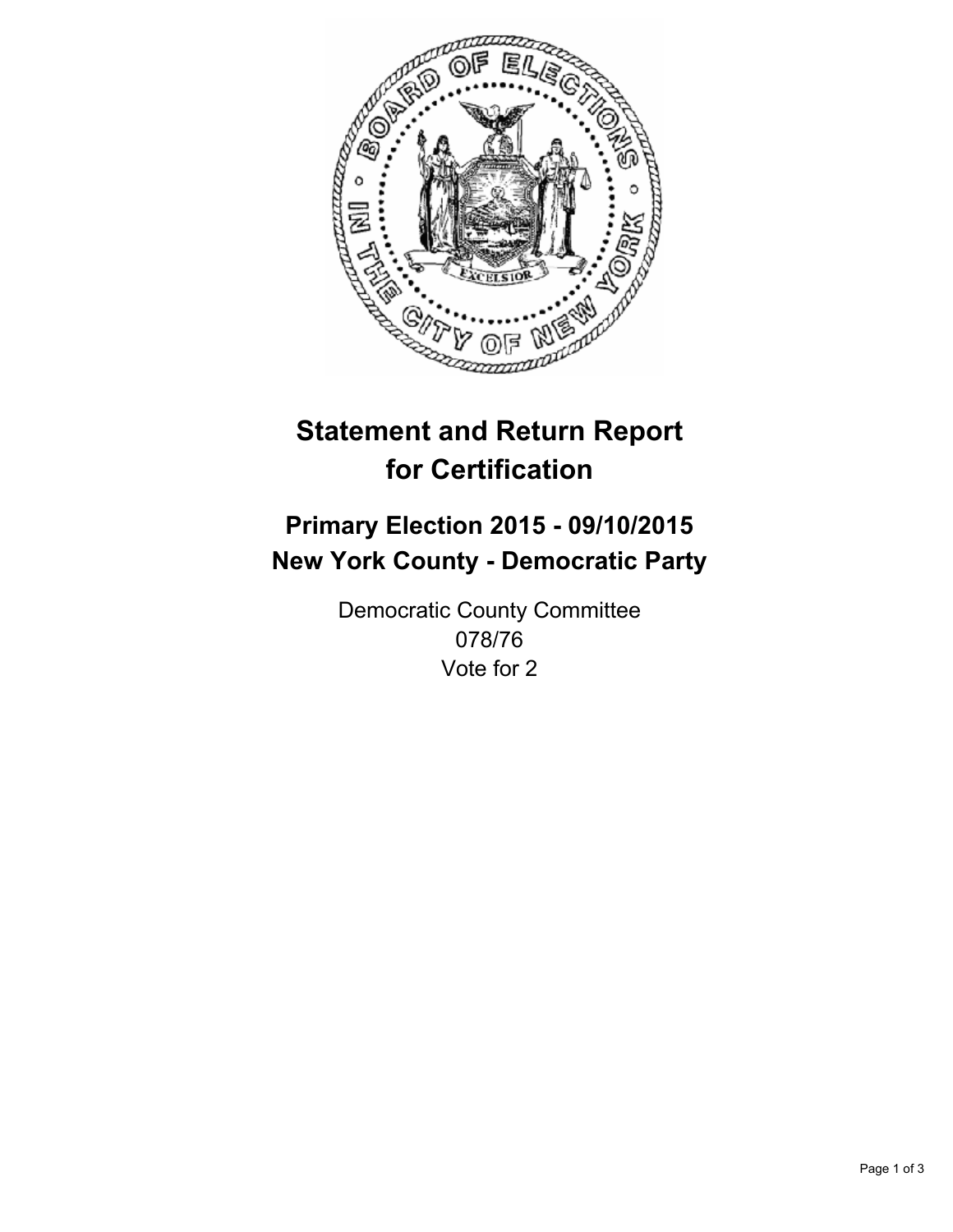# Statement and Return Report for Certification

## Primary Election 2015 - 09/10/2015
## New York County - Democratic Party

Democratic County Committee
078/76
Vote for 2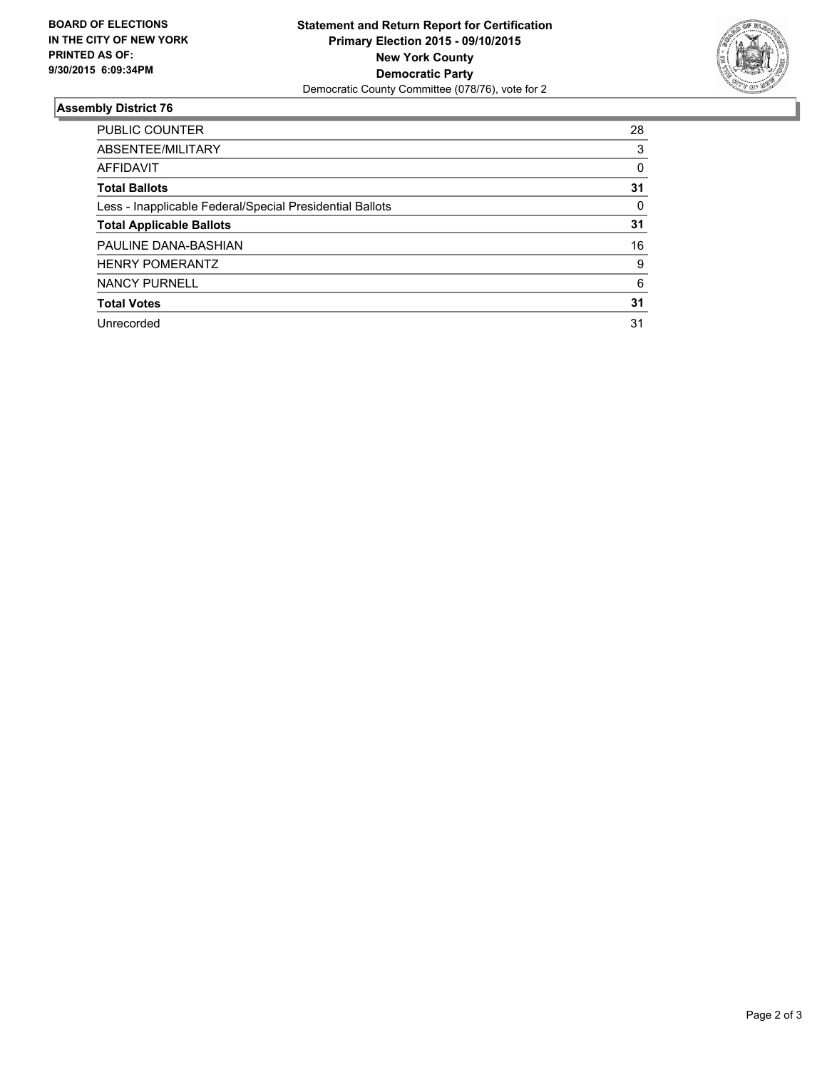**BOARD OF ELECTIONS IN THE CITY OF NEW YORK PRINTED AS OF: 9/30/2015 6:09:34PM**

**Statement and Return Report for Certification**
**Primary Election 2015 - 09/10/2015**
**New York County**
**Democratic Party**
Democratic County Committee (078/76), vote for 2

## Assembly District 76

| | |
|---|---|
| PUBLIC COUNTER | 28 |
| ABSENTEE/MILITARY | 3 |
| AFFIDAVIT | 0 |
| **Total Ballots** | **31** |
| Less - Inapplicable Federal/Special Presidential Ballots | 0 |
| **Total Applicable Ballots** | **31** |
| PAULINE DANA-BASHIAN | 16 |
| HENRY POMERANTZ | 9 |
| NANCY PURNELL | 6 |
| **Total Votes** | **31** |
| Unrecorded | 31 |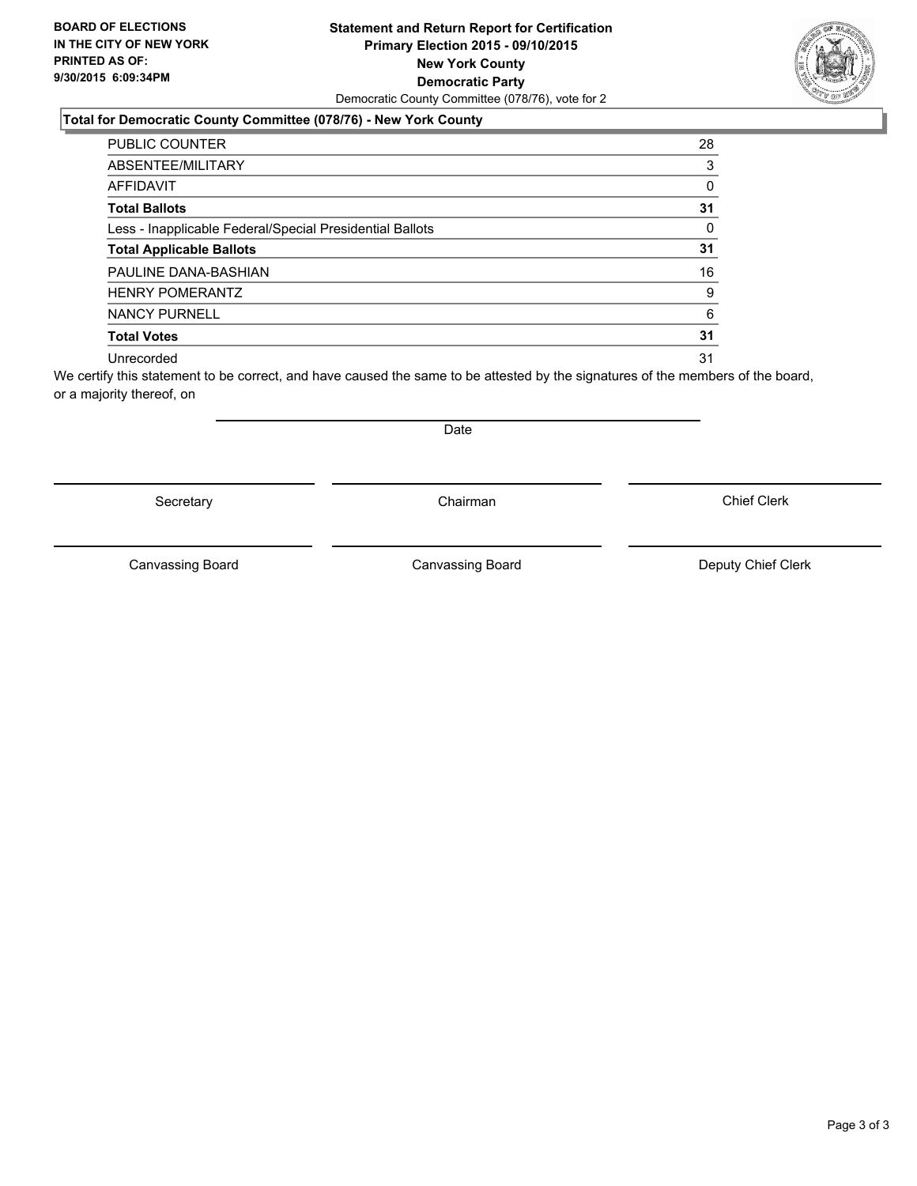**BOARD OF ELECTIONS IN THE CITY OF NEW YORK PRINTED AS OF: 9/30/2015 6:09:34PM**

**Statement and Return Report for Certification**
**Primary Election 2015 - 09/10/2015**
**New York County**
**Democratic Party**
Democratic County Committee (078/76), vote for 2

### Total for Democratic County Committee (078/76) - New York County

| | |
|---|---|
| PUBLIC COUNTER | 28 |
| ABSENTEE/MILITARY | 3 |
| AFFIDAVIT | 0 |
| **Total Ballots** | **31** |
| Less - Inapplicable Federal/Special Presidential Ballots | 0 |
| **Total Applicable Ballots** | **31** |
| PAULINE DANA-BASHIAN | 16 |
| HENRY POMERANTZ | 9 |
| NANCY PURNELL | 6 |
| **Total Votes** | **31** |
| Unrecorded | 31 |

We certify this statement to be correct, and have caused the same to be attested by the signatures of the members of the board, or a majority thereof, on

Date

Secretary | Chairman | Chief Clerk

Canvassing Board | Canvassing Board | Deputy Chief Clerk